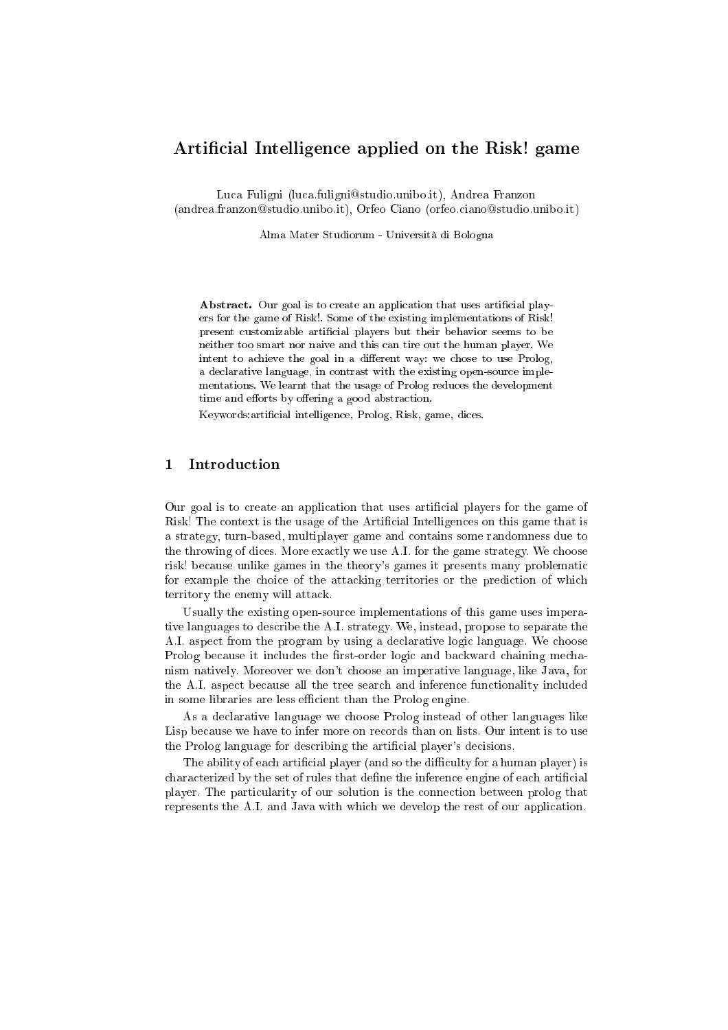# Artificial Intelligence applied on the Risk! game

Luca Fuligni (luca.fuligni@studio.unibo.it), Andrea Franzon (andrea.franzon@studio.unibo.it), Orfeo Ciano (orfeo.ciano@studio.unibo.it)

Alma Mater Studiorum - Università di Bologna

**Abstract.** Our goal is to create an application that uses artificial players for the game of Risk!. Some of the existing implementations of Risk! present customizable artificial players but their behavior seems to be neither too smart nor naive and this can tire out the human player. We intent to achieve the goal in a different way: we chose to use Prolog, a declarative language, in contrast with the existing open-source implementations. We learnt that the usage of Prolog reduces the development time and efforts by offering a good abstraction.

Keywords:artificial intelligence, Prolog, Risk, game, dices.

## 1 Introduction

Our goal is to create an application that uses artificial players for the game of Risk! The context is the usage of the Artificial Intelligences on this game that is a strategy, turn-based, multiplayer game and contains some randomness due to the throwing of dices. More exactly we use A.I. for the game strategy. We choose risk! because unlike games in the theory's games it presents many problematic for example the choice of the attacking territories or the prediction of which territory the enemy will attack.

Usually the existing open-source implementations of this game uses imperative languages to describe the A.I. strategy. We, instead, propose to separate the A.I. aspect from the program by using a declarative logic language. We choose Prolog because it includes the first-order logic and backward chaining mechanism natively. Moreover we don't choose an imperative language, like Java, for the A.I. aspect because all the tree search and inference functionality included in some libraries are less efficient than the Prolog engine.

As a declarative language we choose Prolog instead of other languages like Lisp because we have to infer more on records than on lists. Our intent is to use the Prolog language for describing the artificial player's decisions.

The ability of each artificial player (and so the difficulty for a human player) is characterized by the set of rules that define the inference engine of each artificial player. The particularity of our solution is the connection between prolog that represents the A.I. and Java with which we develop the rest of our application.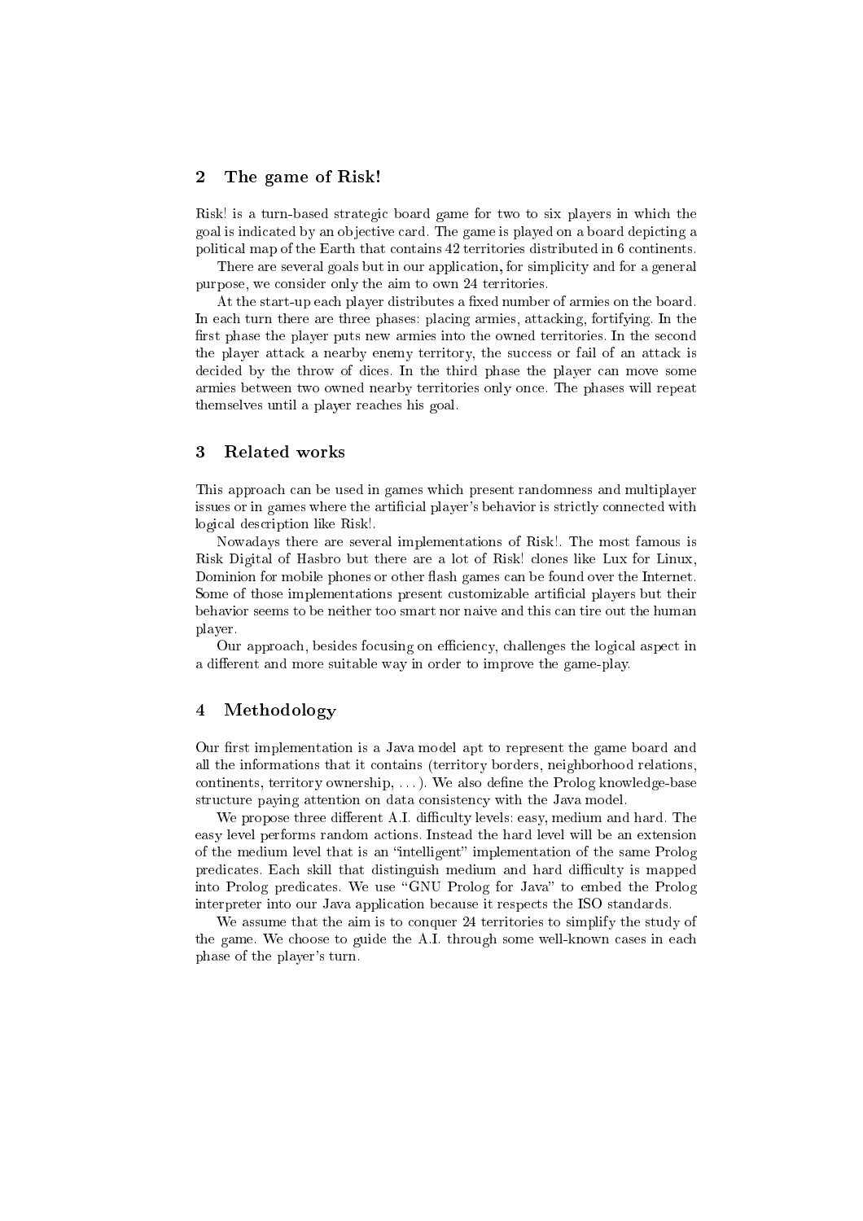## 2 The game of Risk!

Risk! is a turn-based strategic board game for two to six players in which the goal is indicated by an objective card. The game is played on a board depicting a political map of the Earth that contains 42 territories distributed in 6 continents.

There are several goals but in our application, for simplicity and for a general purpose, we consider only the aim to own 24 territories.

At the start-up each player distributes a fixed number of armies on the board. In each turn there are three phases: placing armies, attacking, fortifying. In the first phase the player puts new armies into the owned territories. In the second the player attack a nearby enemy territory, the success or fail of an attack is decided by the throw of dices. In the third phase the player can move some armies between two owned nearby territories only once. The phases will repeat themselves until a player reaches his goal.

## 3 Related works

This approach can be used in games which present randomness and multiplayer issues or in games where the artificial player's behavior is strictly connected with logical description like Risk!.

Nowadays there are several implementations of Risk!. The most famous is Risk Digital of Hasbro but there are a lot of Risk! clones like Lux for Linux, Dominion for mobile phones or other flash games can be found over the Internet. Some of those implementations present customizable artificial players but their behavior seems to be neither too smart nor naive and this can tire out the human player.

Our approach, besides focusing on efficiency, challenges the logical aspect in a different and more suitable way in order to improve the game-play.

## 4 Methodology

Our first implementation is a Java model apt to represent the game board and all the informations that it contains (territory borders, neighborhood relations, continents, territory ownership, . . . ). We also define the Prolog knowledge-base structure paying attention on data consistency with the Java model.

We propose three different A.I. difficulty levels: easy, medium and hard. The easy level performs random actions. Instead the hard level will be an extension of the medium level that is an "intelligent" implementation of the same Prolog predicates. Each skill that distinguish medium and hard difficulty is mapped into Prolog predicates. We use "GNU Prolog for Java" to embed the Prolog interpreter into our Java application because it respects the ISO standards.

We assume that the aim is to conquer 24 territories to simplify the study of the game. We choose to guide the A.I. through some well-known cases in each phase of the player's turn.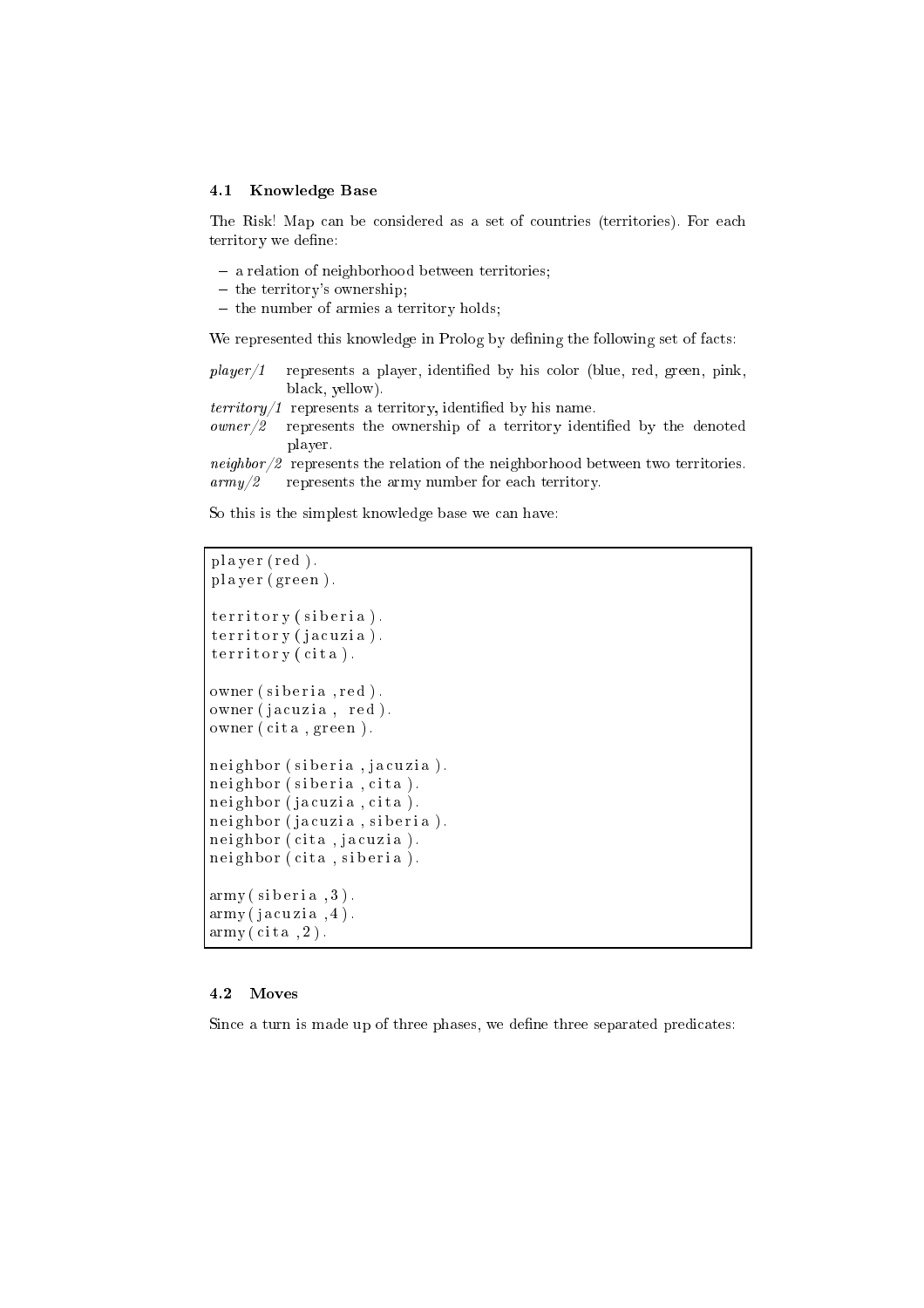### 4.1 Knowledge Base

The Risk! Map can be considered as a set of countries (territories). For each territory we define:

- a relation of neighborhood between territories;
- the territory's ownership;
- the number of armies a territory holds;

We represented this knowledge in Prolog by defining the following set of facts:

*player/1* represents a player, identified by his color (blue, red, green, pink, black, yellow).
*territory/1* represents a territory, identified by his name.
*owner/2* represents the ownership of a territory identified by the denoted player.
*neighbor/2* represents the relation of the neighborhood between two territories.
*army/2* represents the army number for each territory.

So this is the simplest knowledge base we can have:

```
player(red).
player(green).

territory(siberia).
territory(jacuzia).
territory(cita).

owner(siberia,red).
owner(jacuzia, red).
owner(cita,green).

neighbor(siberia,jacuzia).
neighbor(siberia,cita).
neighbor(jacuzia,cita).
neighbor(jacuzia,siberia).
neighbor(cita,jacuzia).
neighbor(cita,siberia).

army(siberia,3).
army(jacuzia,4).
army(cita,2).
```

### 4.2 Moves

Since a turn is made up of three phases, we define three separated predicates: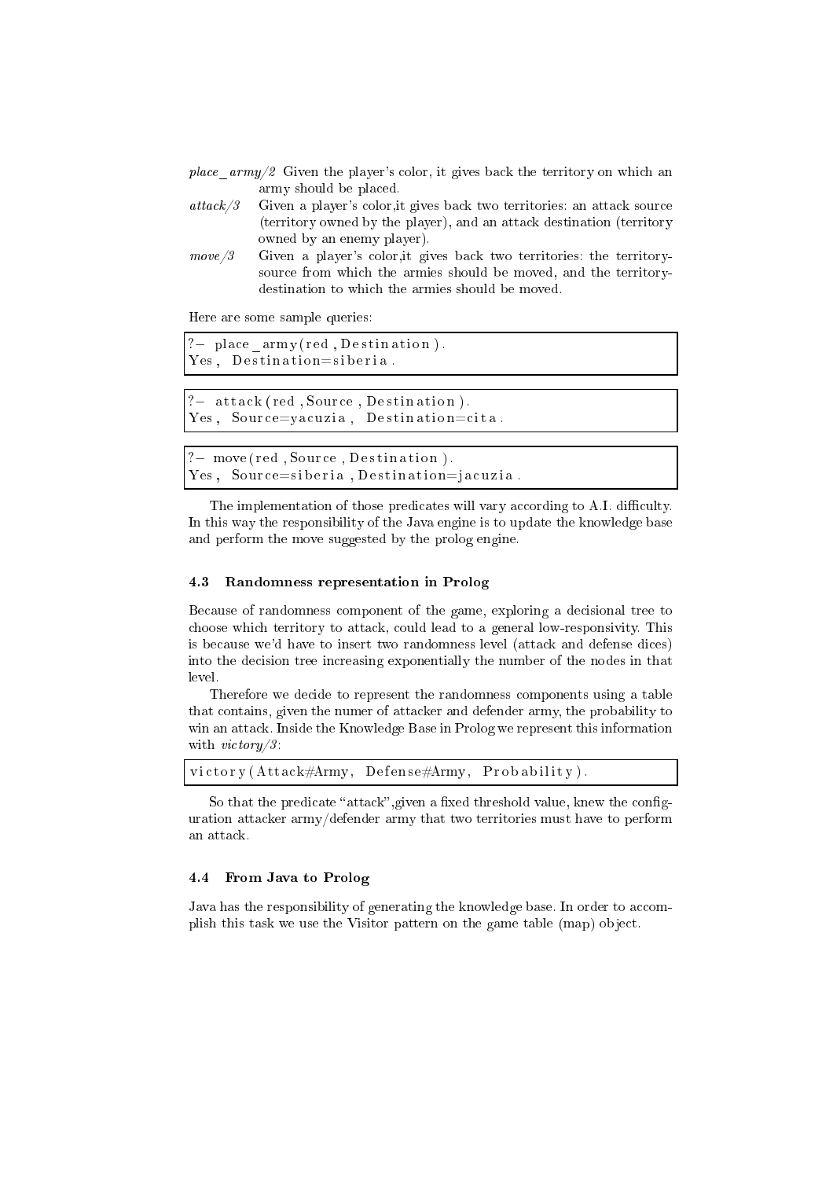*place_army/2* Given the player's color, it gives back the territory on which an army should be placed.

*attack/3* Given a player's color,it gives back two territories: an attack source (territory owned by the player), and an attack destination (territory owned by an enemy player).

*move/3* Given a player's color,it gives back two territories: the territory-source from which the armies should be moved, and the territory-destination to which the armies should be moved.

Here are some sample queries:

```
?- place_army(red, Destination).
Yes, Destination=siberia.
```

```
?- attack(red, Source, Destination).
Yes, Source=yacuzia, Destination=cita.
```

```
?- move(red, Source, Destination).
Yes, Source=siberia, Destination=jacuzia.
```

The implementation of those predicates will vary according to A.I. difficulty. In this way the responsibility of the Java engine is to update the knowledge base and perform the move suggested by the prolog engine.

### 4.3 Randomness representation in Prolog

Because of randomness component of the game, exploring a decisional tree to choose which territory to attack, could lead to a general low-responsivity. This is because we'd have to insert two randomness level (attack and defense dices) into the decision tree increasing exponentially the number of the nodes in that level.

Therefore we decide to represent the randomness components using a table that contains, given the numer of attacker and defender army, the probability to win an attack. Inside the Knowledge Base in Prolog we represent this information with *victory/3*:

```
victory(Attack#Army, Defense#Army, Probability).
```

So that the predicate "attack",given a fixed threshold value, knew the configuration attacker army/defender army that two territories must have to perform an attack.

### 4.4 From Java to Prolog

Java has the responsibility of generating the knowledge base. In order to accomplish this task we use the Visitor pattern on the game table (map) object.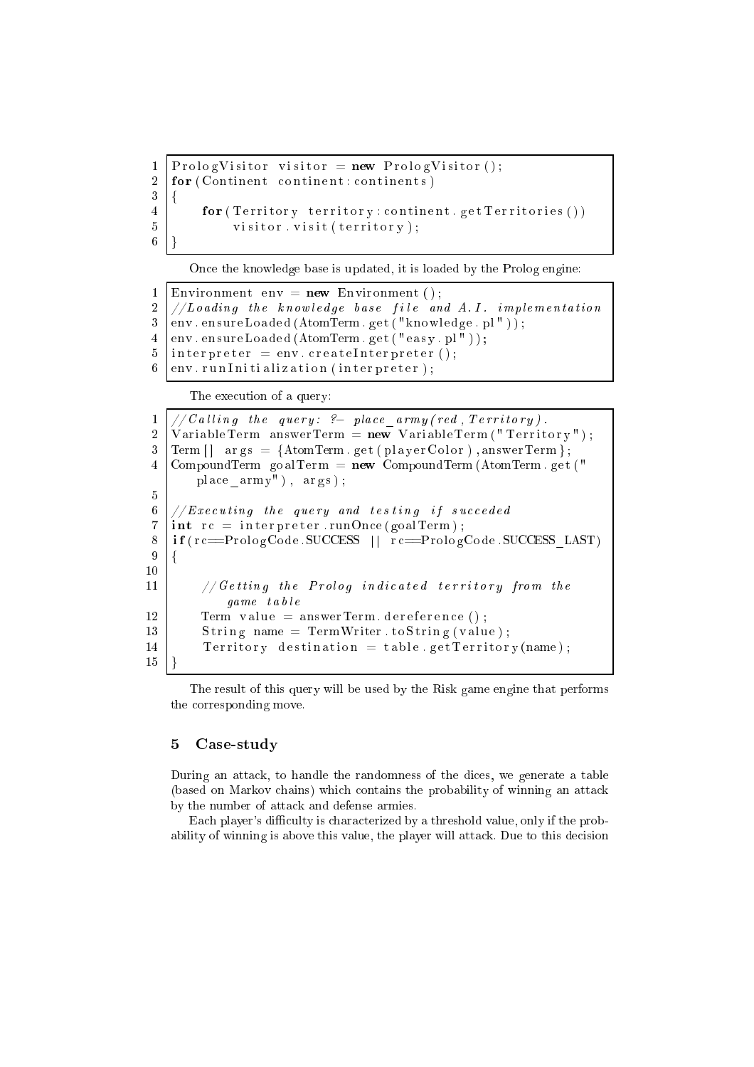```
PrologVisitor visitor = new PrologVisitor();
for(Continent continent:continents)
{
    for(Territory territory:continent.getTerritories())
        visitor.visit(territory);
}
```

Once the knowledge base is updated, it is loaded by the Prolog engine:

```
Environment env = new Environment();
//Loading the knowledge base file and A.I. implementation
env.ensureLoaded(AtomTerm.get("knowledge.pl"));
env.ensureLoaded(AtomTerm.get("easy.pl"));
interpreter = env.createInterpreter();
env.runInitialization(interpreter);
```

The execution of a query:

```
//Calling the query: ?- place_army(red,Territory).
VariableTerm answerTerm = new VariableTerm("Territory");
Term[] args = {AtomTerm.get(playerColor),answerTerm};
CompoundTerm goalTerm = new CompoundTerm(AtomTerm.get("
    place_army"), args);

//Executing the query and testing if succeded
int rc = interpreter.runOnce(goalTerm);
if(rc==PrologCode.SUCCESS || rc==PrologCode.SUCCESS_LAST)
{

    //Getting the Prolog indicated territory from the
        game table
    Term value = answerTerm.dereference();
    String name = TermWriter.toString(value);
    Territory destination = table.getTerritory(name);
}
```

The result of this query will be used by the Risk game engine that performs the corresponding move.

## 5 Case-study

During an attack, to handle the randomness of the dices, we generate a table (based on Markov chains) which contains the probability of winning an attack by the number of attack and defense armies.

Each player's difficulty is characterized by a threshold value, only if the probability of winning is above this value, the player will attack. Due to this decision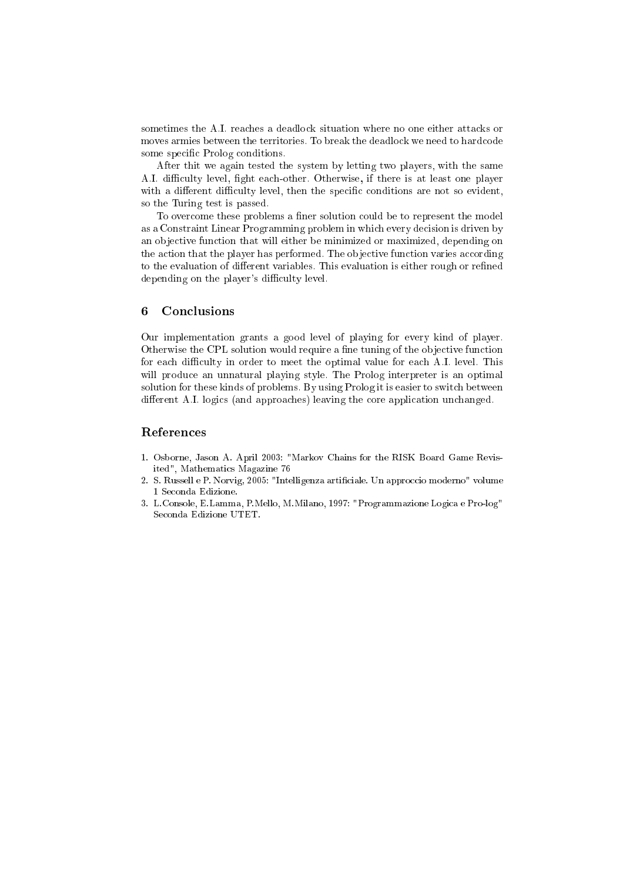sometimes the A.I. reaches a deadlock situation where no one either attacks or moves armies between the territories. To break the deadlock we need to hardcode some specific Prolog conditions.

After thit we again tested the system by letting two players, with the same A.I. difficulty level, fight each-other. Otherwise, if there is at least one player with a different difficulty level, then the specific conditions are not so evident, so the Turing test is passed.

To overcome these problems a finer solution could be to represent the model as a Constraint Linear Programming problem in which every decision is driven by an objective function that will either be minimized or maximized, depending on the action that the player has performed. The objective function varies according to the evaluation of different variables. This evaluation is either rough or refined depending on the player's difficulty level.

## 6 Conclusions

Our implementation grants a good level of playing for every kind of player. Otherwise the CPL solution would require a fine tuning of the objective function for each difficulty in order to meet the optimal value for each A.I. level. This will produce an unnatural playing style. The Prolog interpreter is an optimal solution for these kinds of problems. By using Prolog it is easier to switch between different A.I. logics (and approaches) leaving the core application unchanged.

## References

1. Osborne, Jason A. April 2003: "Markov Chains for the RISK Board Game Revisited", Mathematics Magazine 76
2. S. Russell e P. Norvig, 2005: "Intelligenza artificiale. Un approccio moderno" volume 1 Seconda Edizione.
3. L.Console, E.Lamma, P.Mello, M.Milano, 1997: "Programmazione Logica e Pro-log" Seconda Edizione UTET.